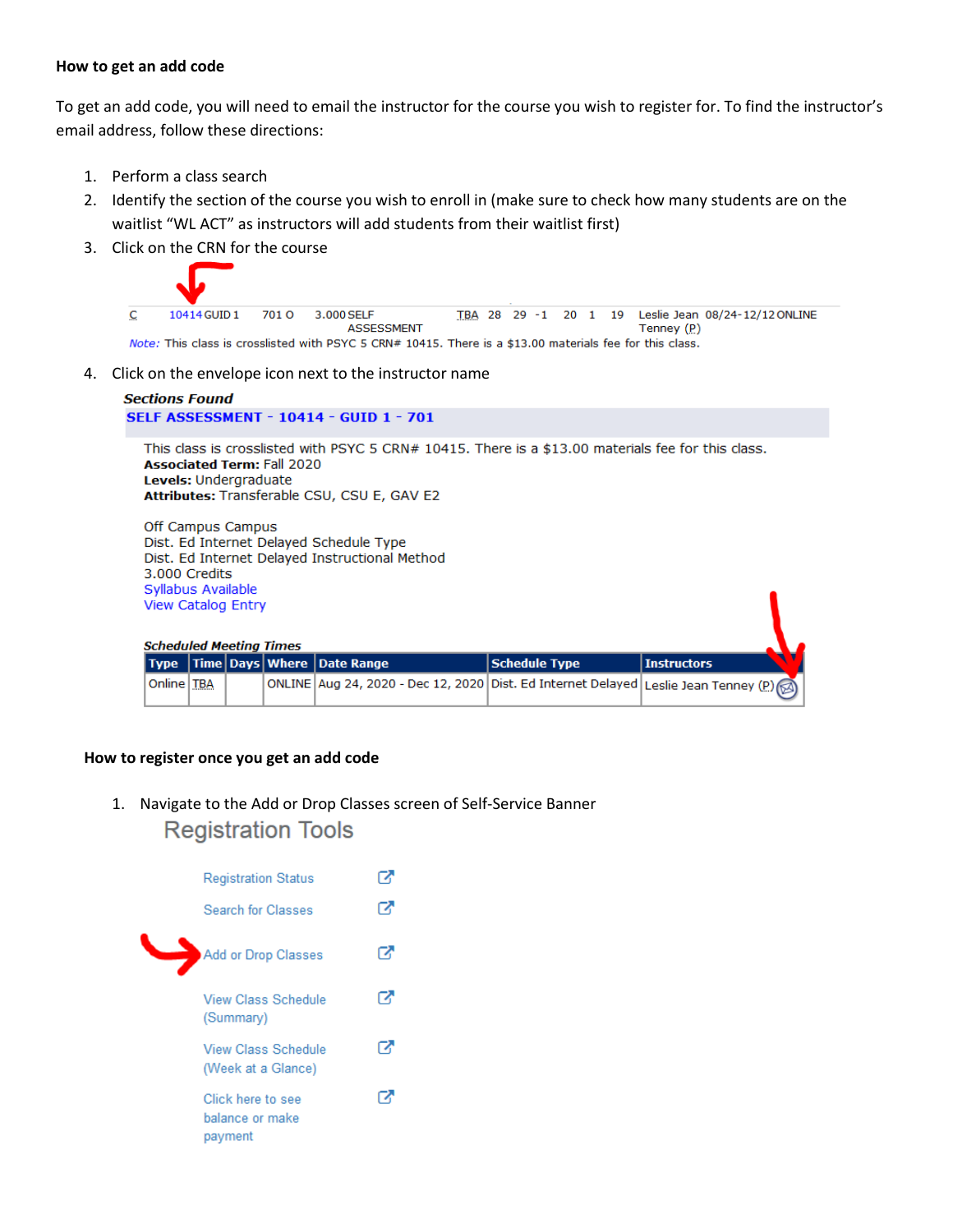**How to get an add code**

To get an add code, you will need to email the instructor for the course you wish to register for. To find the instructor's email address, follow these directions:

1. Perform a class search
2. Identify the section of the course you wish to enroll in (make sure to check how many students are on the waitlist "WL ACT" as instructors will add students from their waitlist first)
3. Click on the CRN for the course

| C | 10414 | GUID 1 | 701 O | 3.000 | SELF ASSESSMENT | TBA | 28 | 29 | -1 | 20 | 1 | 19 | Leslie Jean Tenney (P) | 08/24-12/12 | ONLINE |
|---|---|---|---|---|---|---|---|---|---|---|---|---|---|---|---|

*Note:* This class is crosslisted with PSYC 5 CRN# 10415. There is a $13.00 materials fee for this class.

4. Click on the envelope icon next to the instructor name

***Sections Found***

**SELF ASSESSMENT - 10414 - GUID 1 - 701**

This class is crosslisted with PSYC 5 CRN# 10415. There is a $13.00 materials fee for this class.
**Associated Term:** Fall 2020
**Levels:** Undergraduate
**Attributes:** Transferable CSU, CSU E, GAV E2

Off Campus Campus
Dist. Ed Internet Delayed Schedule Type
Dist. Ed Internet Delayed Instructional Method
3.000 Credits
Syllabus Available
View Catalog Entry

***Scheduled Meeting Times***

| Type | Time | Days | Where | Date Range | Schedule Type | Instructors |
|---|---|---|---|---|---|---|
| Online | TBA | | ONLINE | Aug 24, 2020 - Dec 12, 2020 | Dist. Ed Internet Delayed | Leslie Jean Tenney (P) |

**How to register once you get an add code**

1. Navigate to the Add or Drop Classes screen of Self-Service Banner

Registration Tools

- Registration Status
- Search for Classes
- Add or Drop Classes
- View Class Schedule (Summary)
- View Class Schedule (Week at a Glance)
- Click here to see balance or make payment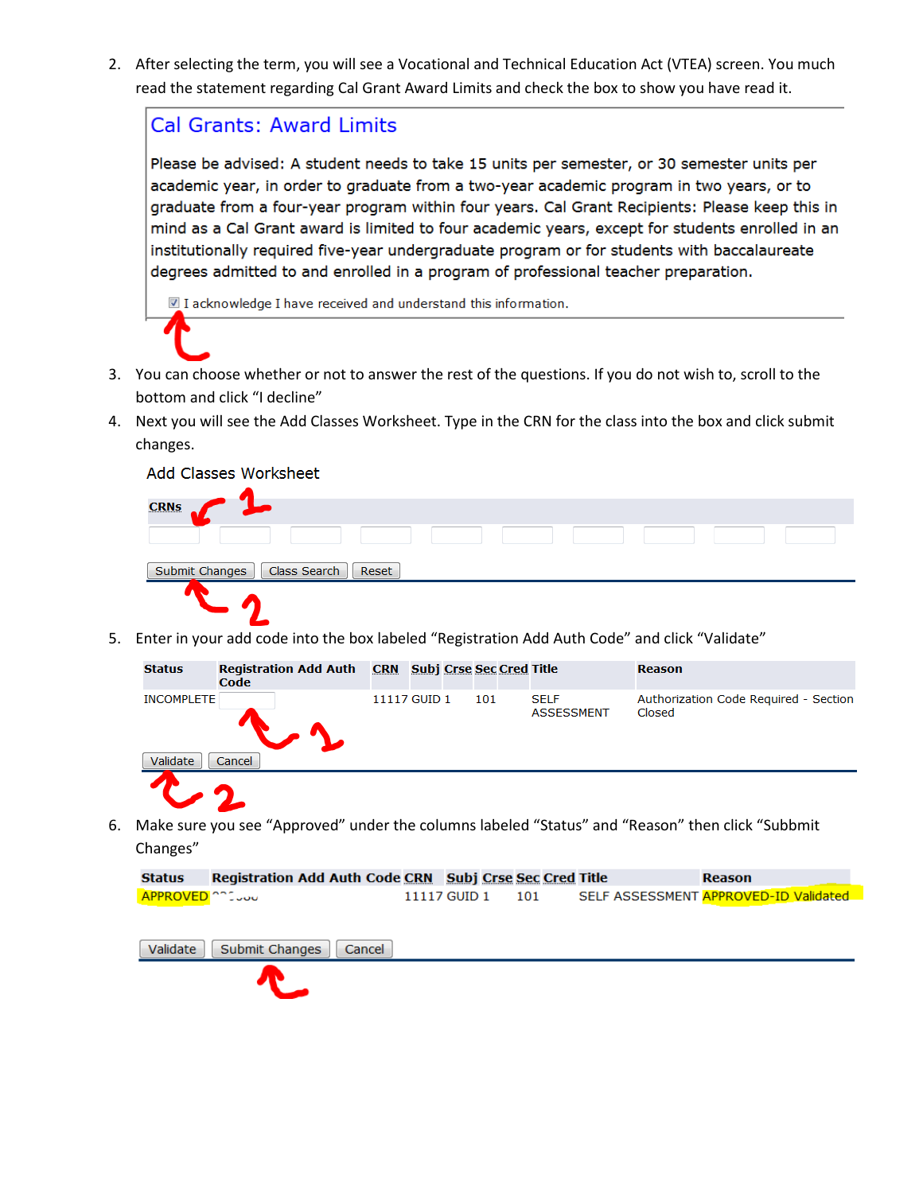2. After selecting the term, you will see a Vocational and Technical Education Act (VTEA) screen. You much read the statement regarding Cal Grant Award Limits and check the box to show you have read it.

## Cal Grants: Award Limits

Please be advised: A student needs to take 15 units per semester, or 30 semester units per academic year, in order to graduate from a two-year academic program in two years, or to graduate from a four-year program within four years. Cal Grant Recipients: Please keep this in mind as a Cal Grant award is limited to four academic years, except for students enrolled in an institutionally required five-year undergraduate program or for students with baccalaureate degrees admitted to and enrolled in a program of professional teacher preparation.

☑ I acknowledge I have received and understand this information.

3. You can choose whether or not to answer the rest of the questions. If you do not wish to, scroll to the bottom and click "I decline"
4. Next you will see the Add Classes Worksheet. Type in the CRN for the class into the box and click submit changes.

Add Classes Worksheet

CRNs ← 1

Submit Changes ← 2 | Class Search | Reset

5. Enter in your add code into the box labeled "Registration Add Auth Code" and click "Validate"

| Status | Registration Add Auth Code | CRN | Subj | Crse | Sec | Cred | Title | Reason |
|---|---|---|---|---|---|---|---|---|
| INCOMPLETE | ← 1 | 11117 | GUID | 1 | 101 | | SELF ASSESSMENT | Authorization Code Required - Section Closed |

Validate ← 2 | Cancel

6. Make sure you see "Approved" under the columns labeled "Status" and "Reason" then click "Subbmit Changes"

| Status | Registration Add Auth Code | CRN | Subj | Crse | Sec | Cred | Title | Reason |
|---|---|---|---|---|---|---|---|---|
| APPROVED | | 11117 | GUID | 1 | 101 | | SELF ASSESSMENT | APPROVED-ID Validated |

Validate | Submit Changes ← | Cancel